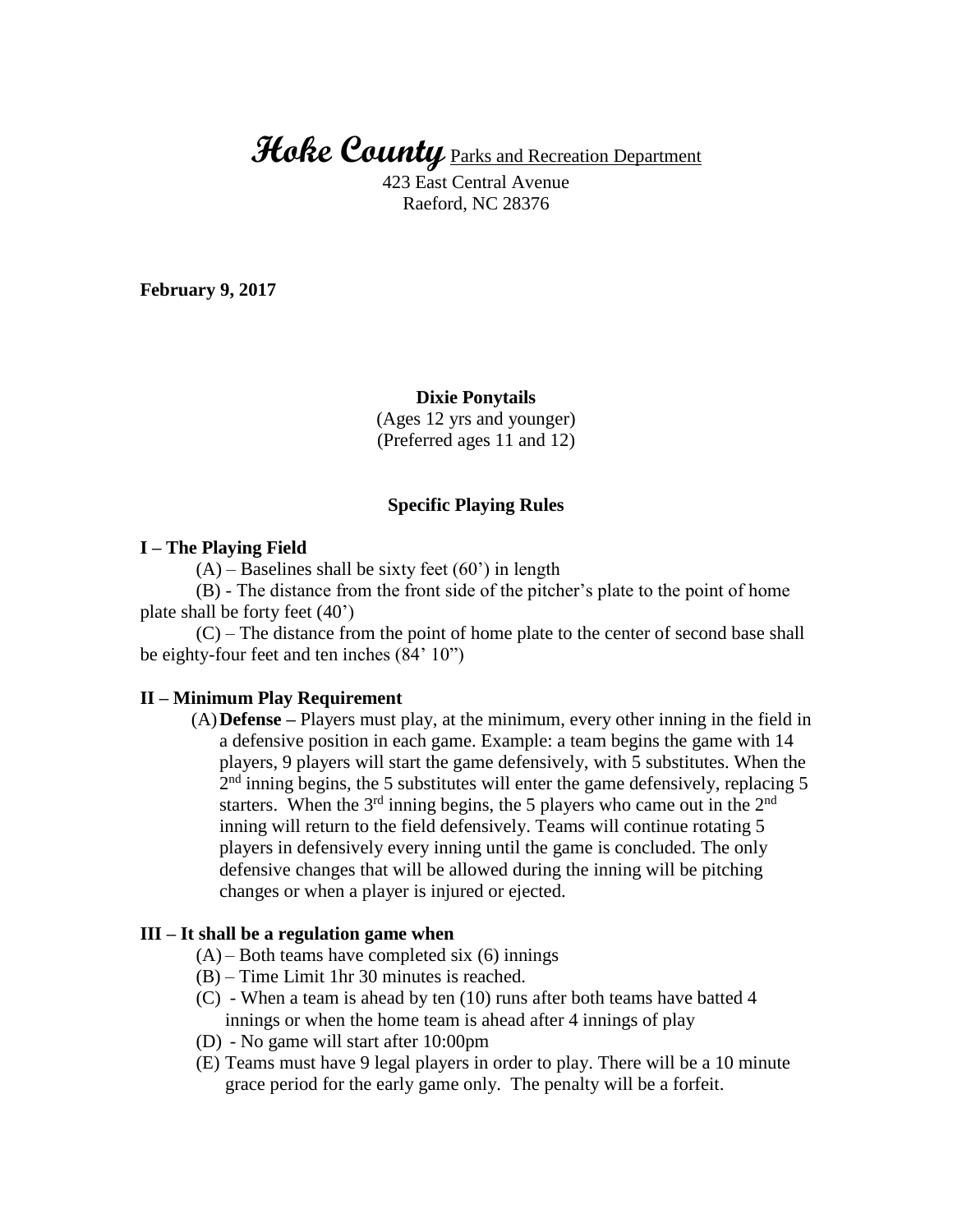# **Hoke County** Parks and Recreation Department

423 East Central Avenue
Raeford, NC 28376

**February 9, 2017**

**Dixie Ponytails**
(Ages 12 yrs and younger)
(Preferred ages 11 and 12)

**Specific Playing Rules**

**I – The Playing Field**

(A) – Baselines shall be sixty feet (60') in length

(B) - The distance from the front side of the pitcher's plate to the point of home plate shall be forty feet (40')

(C) – The distance from the point of home plate to the center of second base shall be eighty-four feet and ten inches (84' 10")

**II – Minimum Play Requirement**

(A) **Defense –** Players must play, at the minimum, every other inning in the field in a defensive position in each game. Example: a team begins the game with 14 players, 9 players will start the game defensively, with 5 substitutes. When the 2nd inning begins, the 5 substitutes will enter the game defensively, replacing 5 starters. When the 3rd inning begins, the 5 players who came out in the 2nd inning will return to the field defensively. Teams will continue rotating 5 players in defensively every inning until the game is concluded. The only defensive changes that will be allowed during the inning will be pitching changes or when a player is injured or ejected.

**III – It shall be a regulation game when**

(A) – Both teams have completed six (6) innings

(B) – Time Limit 1hr 30 minutes is reached.

(C) - When a team is ahead by ten (10) runs after both teams have batted 4 innings or when the home team is ahead after 4 innings of play

(D) - No game will start after 10:00pm

(E) Teams must have 9 legal players in order to play. There will be a 10 minute grace period for the early game only. The penalty will be a forfeit.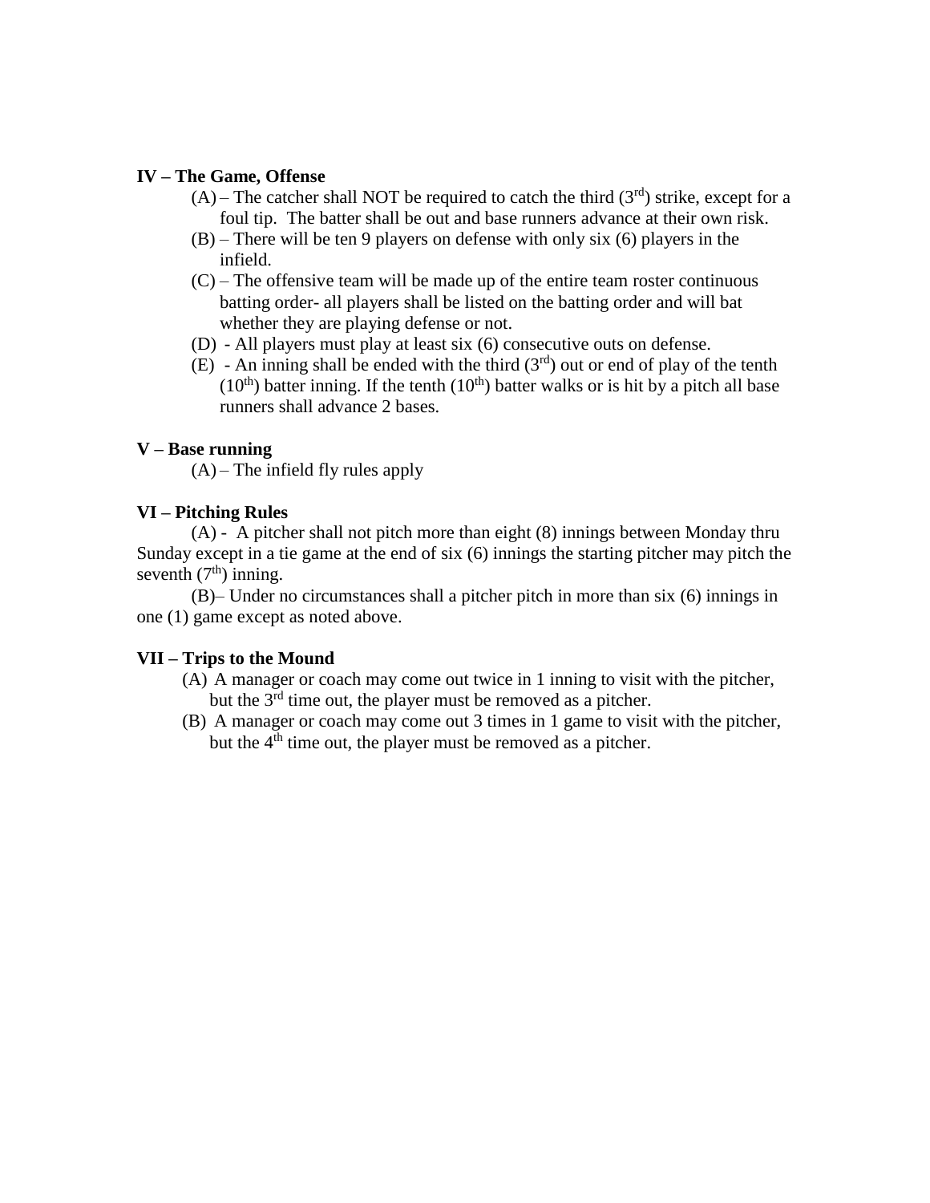**IV – The Game, Offense**

- (A) – The catcher shall NOT be required to catch the third (3rd) strike, except for a foul tip. The batter shall be out and base runners advance at their own risk.
- (B) – There will be ten 9 players on defense with only six (6) players in the infield.
- (C) – The offensive team will be made up of the entire team roster continuous batting order- all players shall be listed on the batting order and will bat whether they are playing defense or not.
- (D) - All players must play at least six (6) consecutive outs on defense.
- (E) - An inning shall be ended with the third (3rd) out or end of play of the tenth (10th) batter inning. If the tenth (10th) batter walks or is hit by a pitch all base runners shall advance 2 bases.

**V – Base running**

(A) – The infield fly rules apply

**VI – Pitching Rules**

(A) - A pitcher shall not pitch more than eight (8) innings between Monday thru Sunday except in a tie game at the end of six (6) innings the starting pitcher may pitch the seventh (7th) inning.

(B)– Under no circumstances shall a pitcher pitch in more than six (6) innings in one (1) game except as noted above.

**VII – Trips to the Mound**

- (A) A manager or coach may come out twice in 1 inning to visit with the pitcher, but the 3rd time out, the player must be removed as a pitcher.
- (B) A manager or coach may come out 3 times in 1 game to visit with the pitcher, but the 4th time out, the player must be removed as a pitcher.